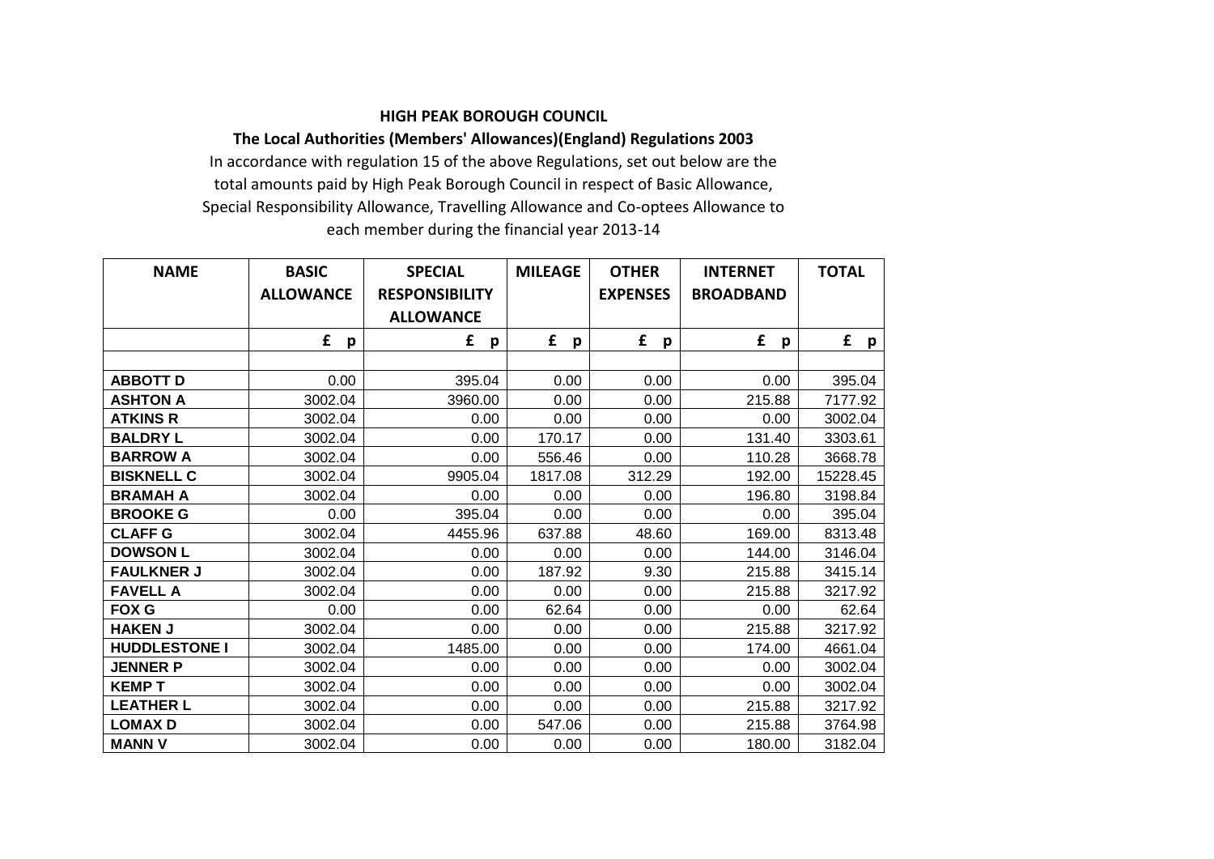**HIGH PEAK BOROUGH COUNCIL**

**The Local Authorities (Members' Allowances)(England) Regulations 2003**

In accordance with regulation 15 of the above Regulations, set out below are the total amounts paid by High Peak Borough Council in respect of Basic Allowance, Special Responsibility Allowance, Travelling Allowance and Co-optees Allowance to each member during the financial year 2013-14

| NAME | BASIC ALLOWANCE | SPECIAL RESPONSIBILITY ALLOWANCE | MILEAGE | OTHER EXPENSES | INTERNET BROADBAND | TOTAL |
|---|---|---|---|---|---|---|
| | £ p | £ p | £ p | £ p | £ p | £ p |
| | | | | | | |
| **ABBOTT D** | 0.00 | 395.04 | 0.00 | 0.00 | 0.00 | 395.04 |
| **ASHTON A** | 3002.04 | 3960.00 | 0.00 | 0.00 | 215.88 | 7177.92 |
| **ATKINS R** | 3002.04 | 0.00 | 0.00 | 0.00 | 0.00 | 3002.04 |
| **BALDRY L** | 3002.04 | 0.00 | 170.17 | 0.00 | 131.40 | 3303.61 |
| **BARROW A** | 3002.04 | 0.00 | 556.46 | 0.00 | 110.28 | 3668.78 |
| **BISKNELL C** | 3002.04 | 9905.04 | 1817.08 | 312.29 | 192.00 | 15228.45 |
| **BRAMAH A** | 3002.04 | 0.00 | 0.00 | 0.00 | 196.80 | 3198.84 |
| **BROOKE G** | 0.00 | 395.04 | 0.00 | 0.00 | 0.00 | 395.04 |
| **CLAFF G** | 3002.04 | 4455.96 | 637.88 | 48.60 | 169.00 | 8313.48 |
| **DOWSON L** | 3002.04 | 0.00 | 0.00 | 0.00 | 144.00 | 3146.04 |
| **FAULKNER J** | 3002.04 | 0.00 | 187.92 | 9.30 | 215.88 | 3415.14 |
| **FAVELL A** | 3002.04 | 0.00 | 0.00 | 0.00 | 215.88 | 3217.92 |
| **FOX G** | 0.00 | 0.00 | 62.64 | 0.00 | 0.00 | 62.64 |
| **HAKEN J** | 3002.04 | 0.00 | 0.00 | 0.00 | 215.88 | 3217.92 |
| **HUDDLESTONE I** | 3002.04 | 1485.00 | 0.00 | 0.00 | 174.00 | 4661.04 |
| **JENNER P** | 3002.04 | 0.00 | 0.00 | 0.00 | 0.00 | 3002.04 |
| **KEMP T** | 3002.04 | 0.00 | 0.00 | 0.00 | 0.00 | 3002.04 |
| **LEATHER L** | 3002.04 | 0.00 | 0.00 | 0.00 | 215.88 | 3217.92 |
| **LOMAX D** | 3002.04 | 0.00 | 547.06 | 0.00 | 215.88 | 3764.98 |
| **MANN V** | 3002.04 | 0.00 | 0.00 | 0.00 | 180.00 | 3182.04 |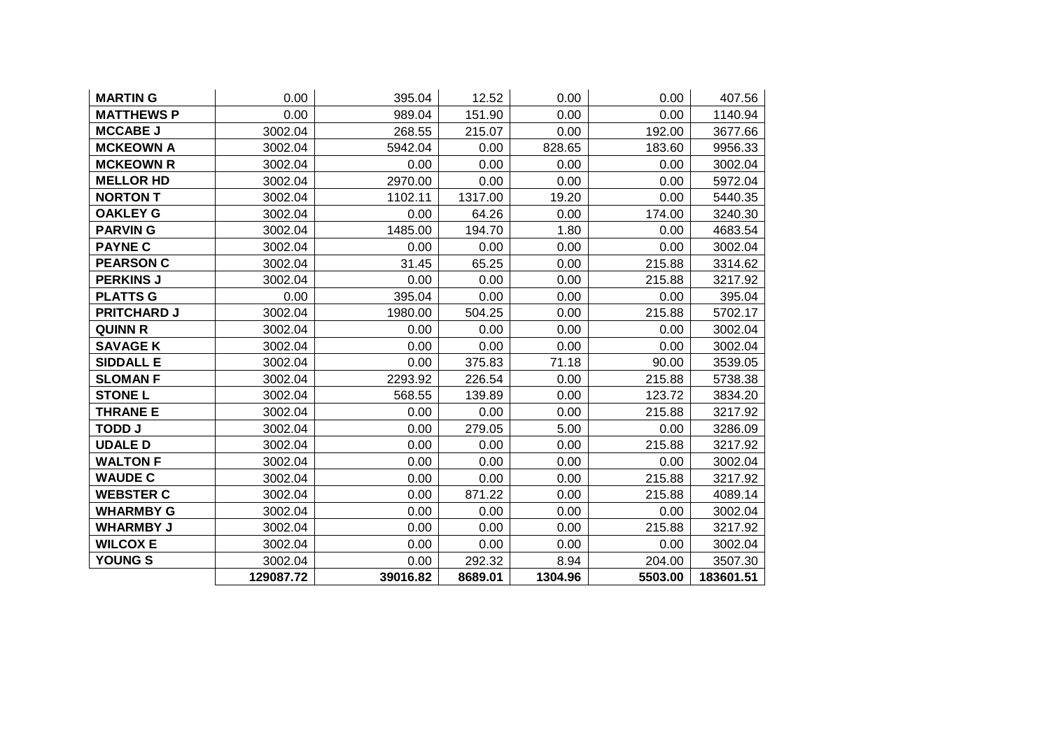| | | | | | | |
|---|---|---|---|---|---|---|
| **MARTIN G** | 0.00 | 395.04 | 12.52 | 0.00 | 0.00 | 407.56 |
| **MATTHEWS P** | 0.00 | 989.04 | 151.90 | 0.00 | 0.00 | 1140.94 |
| **MCCABE J** | 3002.04 | 268.55 | 215.07 | 0.00 | 192.00 | 3677.66 |
| **MCKEOWN A** | 3002.04 | 5942.04 | 0.00 | 828.65 | 183.60 | 9956.33 |
| **MCKEOWN R** | 3002.04 | 0.00 | 0.00 | 0.00 | 0.00 | 3002.04 |
| **MELLOR HD** | 3002.04 | 2970.00 | 0.00 | 0.00 | 0.00 | 5972.04 |
| **NORTON T** | 3002.04 | 1102.11 | 1317.00 | 19.20 | 0.00 | 5440.35 |
| **OAKLEY G** | 3002.04 | 0.00 | 64.26 | 0.00 | 174.00 | 3240.30 |
| **PARVIN G** | 3002.04 | 1485.00 | 194.70 | 1.80 | 0.00 | 4683.54 |
| **PAYNE C** | 3002.04 | 0.00 | 0.00 | 0.00 | 0.00 | 3002.04 |
| **PEARSON C** | 3002.04 | 31.45 | 65.25 | 0.00 | 215.88 | 3314.62 |
| **PERKINS J** | 3002.04 | 0.00 | 0.00 | 0.00 | 215.88 | 3217.92 |
| **PLATTS G** | 0.00 | 395.04 | 0.00 | 0.00 | 0.00 | 395.04 |
| **PRITCHARD J** | 3002.04 | 1980.00 | 504.25 | 0.00 | 215.88 | 5702.17 |
| **QUINN R** | 3002.04 | 0.00 | 0.00 | 0.00 | 0.00 | 3002.04 |
| **SAVAGE K** | 3002.04 | 0.00 | 0.00 | 0.00 | 0.00 | 3002.04 |
| **SIDDALL E** | 3002.04 | 0.00 | 375.83 | 71.18 | 90.00 | 3539.05 |
| **SLOMAN F** | 3002.04 | 2293.92 | 226.54 | 0.00 | 215.88 | 5738.38 |
| **STONE L** | 3002.04 | 568.55 | 139.89 | 0.00 | 123.72 | 3834.20 |
| **THRANE E** | 3002.04 | 0.00 | 0.00 | 0.00 | 215.88 | 3217.92 |
| **TODD J** | 3002.04 | 0.00 | 279.05 | 5.00 | 0.00 | 3286.09 |
| **UDALE D** | 3002.04 | 0.00 | 0.00 | 0.00 | 215.88 | 3217.92 |
| **WALTON F** | 3002.04 | 0.00 | 0.00 | 0.00 | 0.00 | 3002.04 |
| **WAUDE C** | 3002.04 | 0.00 | 0.00 | 0.00 | 215.88 | 3217.92 |
| **WEBSTER C** | 3002.04 | 0.00 | 871.22 | 0.00 | 215.88 | 4089.14 |
| **WHARMBY G** | 3002.04 | 0.00 | 0.00 | 0.00 | 0.00 | 3002.04 |
| **WHARMBY J** | 3002.04 | 0.00 | 0.00 | 0.00 | 215.88 | 3217.92 |
| **WILCOX E** | 3002.04 | 0.00 | 0.00 | 0.00 | 0.00 | 3002.04 |
| **YOUNG S** | 3002.04 | 0.00 | 292.32 | 8.94 | 204.00 | 3507.30 |
| | **129087.72** | **39016.82** | **8689.01** | **1304.96** | **5503.00** | **183601.51** |